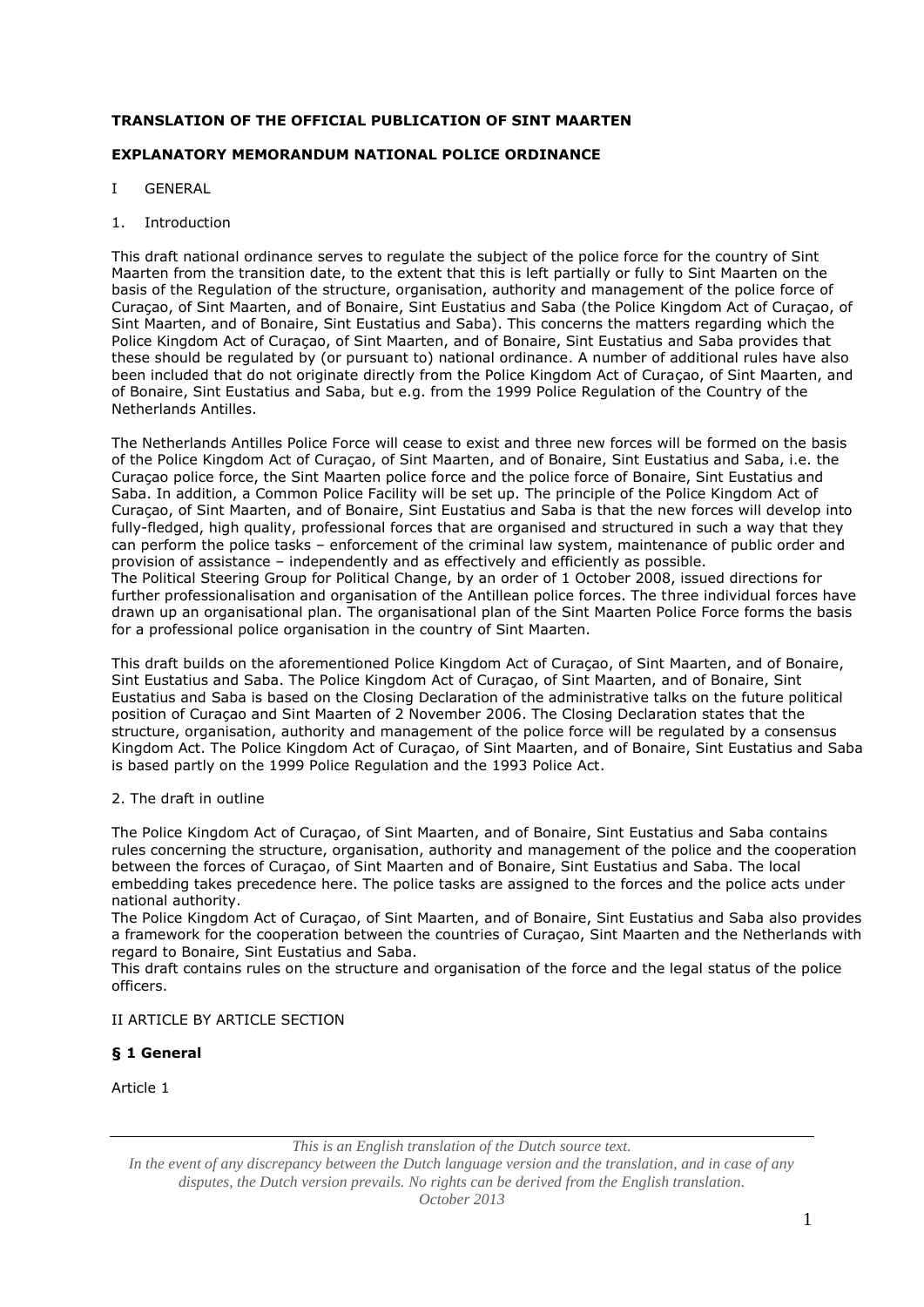**TRANSLATION OF THE OFFICIAL PUBLICATION OF SINT MAARTEN**

**EXPLANATORY MEMORANDUM NATIONAL POLICE ORDINANCE**

I GENERAL

1. Introduction

This draft national ordinance serves to regulate the subject of the police force for the country of Sint Maarten from the transition date, to the extent that this is left partially or fully to Sint Maarten on the basis of the Regulation of the structure, organisation, authority and management of the police force of Curaçao, of Sint Maarten, and of Bonaire, Sint Eustatius and Saba (the Police Kingdom Act of Curaçao, of Sint Maarten, and of Bonaire, Sint Eustatius and Saba). This concerns the matters regarding which the Police Kingdom Act of Curaçao, of Sint Maarten, and of Bonaire, Sint Eustatius and Saba provides that these should be regulated by (or pursuant to) national ordinance. A number of additional rules have also been included that do not originate directly from the Police Kingdom Act of Curaçao, of Sint Maarten, and of Bonaire, Sint Eustatius and Saba, but e.g. from the 1999 Police Regulation of the Country of the Netherlands Antilles.

The Netherlands Antilles Police Force will cease to exist and three new forces will be formed on the basis of the Police Kingdom Act of Curaçao, of Sint Maarten, and of Bonaire, Sint Eustatius and Saba, i.e. the Curaçao police force, the Sint Maarten police force and the police force of Bonaire, Sint Eustatius and Saba. In addition, a Common Police Facility will be set up. The principle of the Police Kingdom Act of Curaçao, of Sint Maarten, and of Bonaire, Sint Eustatius and Saba is that the new forces will develop into fully-fledged, high quality, professional forces that are organised and structured in such a way that they can perform the police tasks – enforcement of the criminal law system, maintenance of public order and provision of assistance – independently and as effectively and efficiently as possible.
The Political Steering Group for Political Change, by an order of 1 October 2008, issued directions for further professionalisation and organisation of the Antillean police forces. The three individual forces have drawn up an organisational plan. The organisational plan of the Sint Maarten Police Force forms the basis for a professional police organisation in the country of Sint Maarten.

This draft builds on the aforementioned Police Kingdom Act of Curaçao, of Sint Maarten, and of Bonaire, Sint Eustatius and Saba. The Police Kingdom Act of Curaçao, of Sint Maarten, and of Bonaire, Sint Eustatius and Saba is based on the Closing Declaration of the administrative talks on the future political position of Curaçao and Sint Maarten of 2 November 2006. The Closing Declaration states that the structure, organisation, authority and management of the police force will be regulated by a consensus Kingdom Act. The Police Kingdom Act of Curaçao, of Sint Maarten, and of Bonaire, Sint Eustatius and Saba is based partly on the 1999 Police Regulation and the 1993 Police Act.

2. The draft in outline

The Police Kingdom Act of Curaçao, of Sint Maarten, and of Bonaire, Sint Eustatius and Saba contains rules concerning the structure, organisation, authority and management of the police and the cooperation between the forces of Curaçao, of Sint Maarten and of Bonaire, Sint Eustatius and Saba. The local embedding takes precedence here. The police tasks are assigned to the forces and the police acts under national authority.
The Police Kingdom Act of Curaçao, of Sint Maarten, and of Bonaire, Sint Eustatius and Saba also provides a framework for the cooperation between the countries of Curaçao, Sint Maarten and the Netherlands with regard to Bonaire, Sint Eustatius and Saba.
This draft contains rules on the structure and organisation of the force and the legal status of the police officers.

II ARTICLE BY ARTICLE SECTION

**§ 1 General**

Article 1

*This is an English translation of the Dutch source text.*
*In the event of any discrepancy between the Dutch language version and the translation, and in case of any disputes, the Dutch version prevails. No rights can be derived from the English translation.*
*October 2013*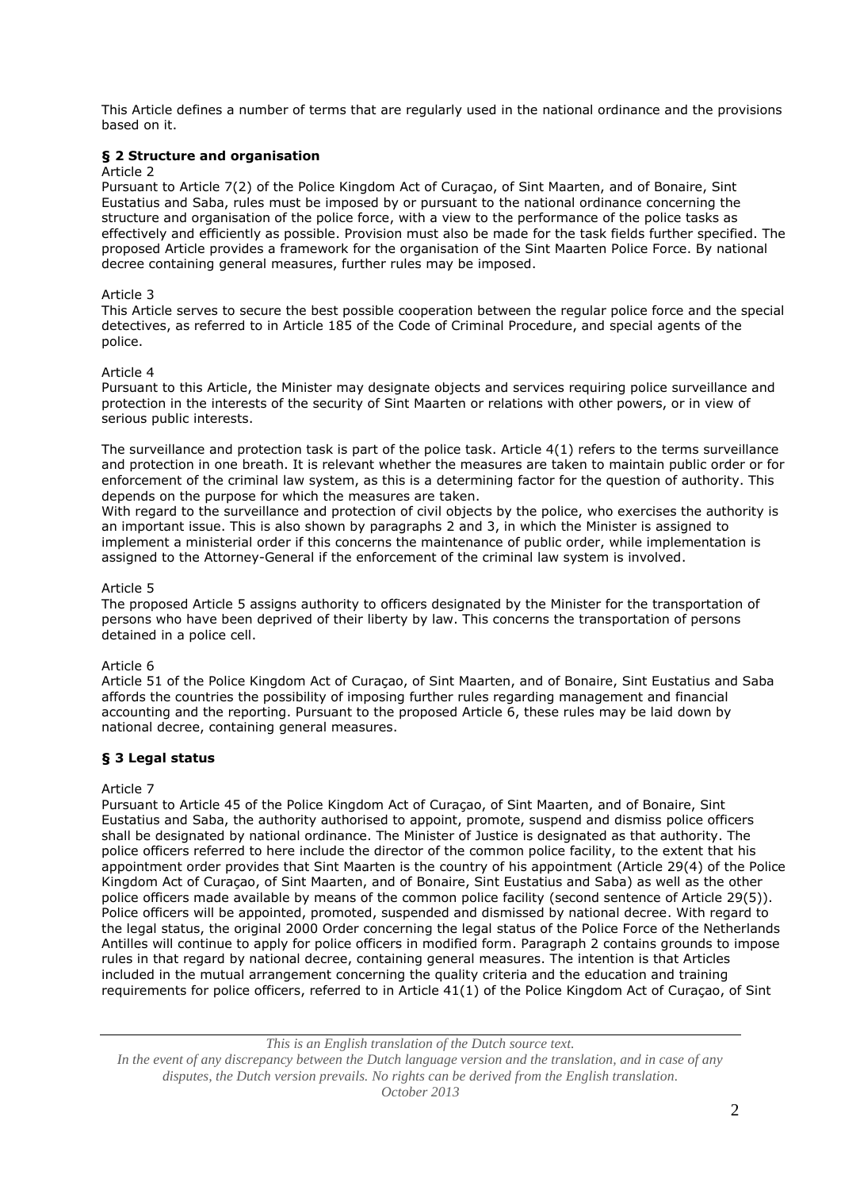This Article defines a number of terms that are regularly used in the national ordinance and the provisions based on it.

### § 2 Structure and organisation

Article 2

Pursuant to Article 7(2) of the Police Kingdom Act of Curaçao, of Sint Maarten, and of Bonaire, Sint Eustatius and Saba, rules must be imposed by or pursuant to the national ordinance concerning the structure and organisation of the police force, with a view to the performance of the police tasks as effectively and efficiently as possible. Provision must also be made for the task fields further specified. The proposed Article provides a framework for the organisation of the Sint Maarten Police Force. By national decree containing general measures, further rules may be imposed.

Article 3

This Article serves to secure the best possible cooperation between the regular police force and the special detectives, as referred to in Article 185 of the Code of Criminal Procedure, and special agents of the police.

Article 4

Pursuant to this Article, the Minister may designate objects and services requiring police surveillance and protection in the interests of the security of Sint Maarten or relations with other powers, or in view of serious public interests.

The surveillance and protection task is part of the police task. Article 4(1) refers to the terms surveillance and protection in one breath. It is relevant whether the measures are taken to maintain public order or for enforcement of the criminal law system, as this is a determining factor for the question of authority. This depends on the purpose for which the measures are taken.
With regard to the surveillance and protection of civil objects by the police, who exercises the authority is an important issue. This is also shown by paragraphs 2 and 3, in which the Minister is assigned to implement a ministerial order if this concerns the maintenance of public order, while implementation is assigned to the Attorney-General if the enforcement of the criminal law system is involved.

Article 5

The proposed Article 5 assigns authority to officers designated by the Minister for the transportation of persons who have been deprived of their liberty by law. This concerns the transportation of persons detained in a police cell.

Article 6

Article 51 of the Police Kingdom Act of Curaçao, of Sint Maarten, and of Bonaire, Sint Eustatius and Saba affords the countries the possibility of imposing further rules regarding management and financial accounting and the reporting. Pursuant to the proposed Article 6, these rules may be laid down by national decree, containing general measures.

### § 3 Legal status

Article 7

Pursuant to Article 45 of the Police Kingdom Act of Curaçao, of Sint Maarten, and of Bonaire, Sint Eustatius and Saba, the authority authorised to appoint, promote, suspend and dismiss police officers shall be designated by national ordinance. The Minister of Justice is designated as that authority. The police officers referred to here include the director of the common police facility, to the extent that his appointment order provides that Sint Maarten is the country of his appointment (Article 29(4) of the Police Kingdom Act of Curaçao, of Sint Maarten, and of Bonaire, Sint Eustatius and Saba) as well as the other police officers made available by means of the common police facility (second sentence of Article 29(5)). Police officers will be appointed, promoted, suspended and dismissed by national decree. With regard to the legal status, the original 2000 Order concerning the legal status of the Police Force of the Netherlands Antilles will continue to apply for police officers in modified form. Paragraph 2 contains grounds to impose rules in that regard by national decree, containing general measures. The intention is that Articles included in the mutual arrangement concerning the quality criteria and the education and training requirements for police officers, referred to in Article 41(1) of the Police Kingdom Act of Curaçao, of Sint

*This is an English translation of the Dutch source text.*
*In the event of any discrepancy between the Dutch language version and the translation, and in case of any disputes, the Dutch version prevails. No rights can be derived from the English translation.*
*October 2013*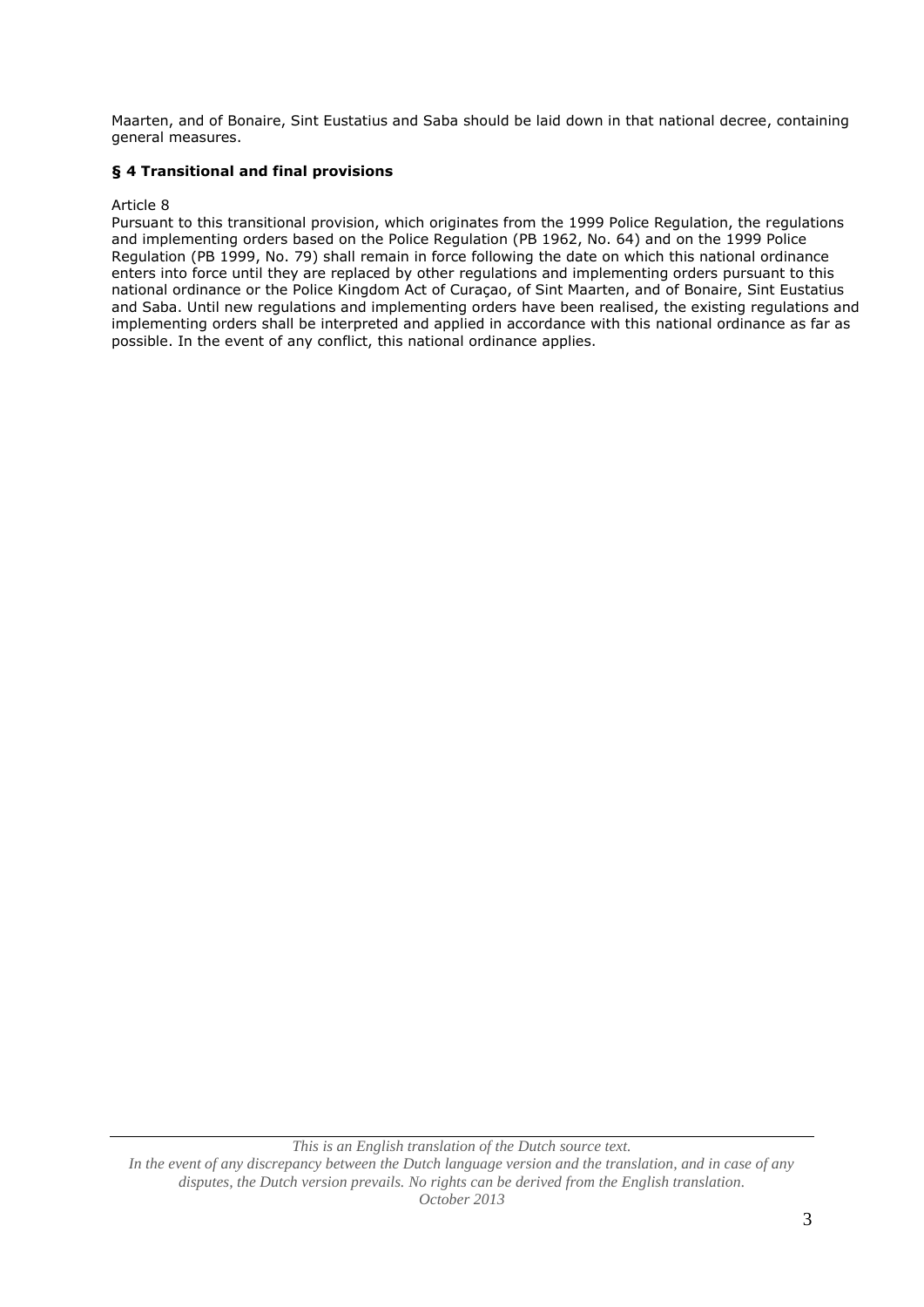Maarten, and of Bonaire, Sint Eustatius and Saba should be laid down in that national decree, containing general measures.

### § 4 Transitional and final provisions

Article 8

Pursuant to this transitional provision, which originates from the 1999 Police Regulation, the regulations and implementing orders based on the Police Regulation (PB 1962, No. 64) and on the 1999 Police Regulation (PB 1999, No. 79) shall remain in force following the date on which this national ordinance enters into force until they are replaced by other regulations and implementing orders pursuant to this national ordinance or the Police Kingdom Act of Curaçao, of Sint Maarten, and of Bonaire, Sint Eustatius and Saba. Until new regulations and implementing orders have been realised, the existing regulations and implementing orders shall be interpreted and applied in accordance with this national ordinance as far as possible. In the event of any conflict, this national ordinance applies.

*This is an English translation of the Dutch source text.*
*In the event of any discrepancy between the Dutch language version and the translation, and in case of any disputes, the Dutch version prevails. No rights can be derived from the English translation.*
*October 2013*